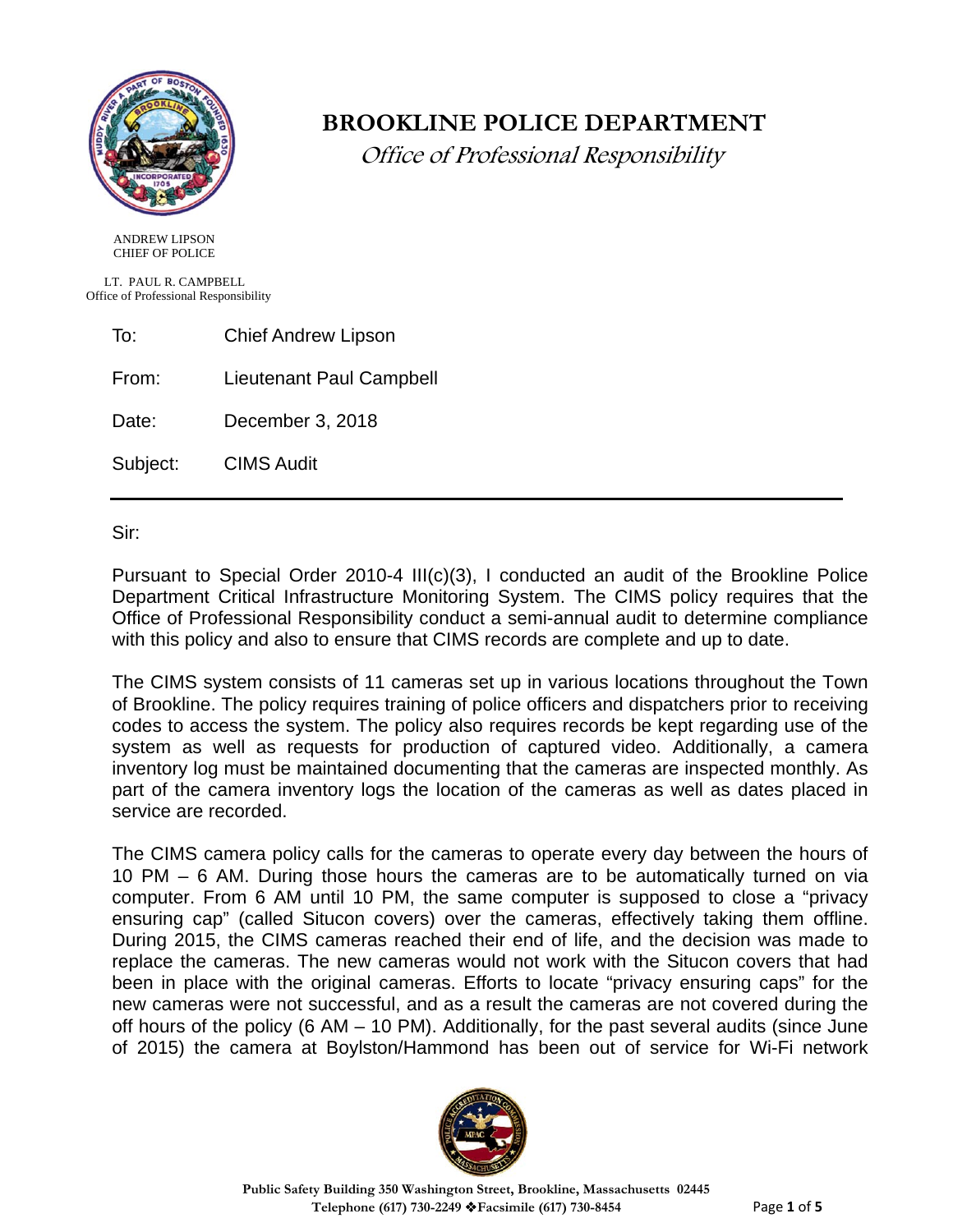# BROOKLINE POLICE DEPARTMENT

*Office of Professional Responsibility*

ANDREW LIPSON
CHIEF OF POLICE

LT. PAUL R. CAMPBELL
Office of Professional Responsibility

To: Chief Andrew Lipson

From: Lieutenant Paul Campbell

Date: December 3, 2018

Subject: CIMS Audit

---

Sir:

Pursuant to Special Order 2010-4 III(c)(3), I conducted an audit of the Brookline Police Department Critical Infrastructure Monitoring System. The CIMS policy requires that the Office of Professional Responsibility conduct a semi-annual audit to determine compliance with this policy and also to ensure that CIMS records are complete and up to date.

The CIMS system consists of 11 cameras set up in various locations throughout the Town of Brookline. The policy requires training of police officers and dispatchers prior to receiving codes to access the system. The policy also requires records be kept regarding use of the system as well as requests for production of captured video. Additionally, a camera inventory log must be maintained documenting that the cameras are inspected monthly. As part of the camera inventory logs the location of the cameras as well as dates placed in service are recorded.

The CIMS camera policy calls for the cameras to operate every day between the hours of 10 PM – 6 AM. During those hours the cameras are to be automatically turned on via computer. From 6 AM until 10 PM, the same computer is supposed to close a "privacy ensuring cap" (called Situcon covers) over the cameras, effectively taking them offline. During 2015, the CIMS cameras reached their end of life, and the decision was made to replace the cameras. The new cameras would not work with the Situcon covers that had been in place with the original cameras. Efforts to locate "privacy ensuring caps" for the new cameras were not successful, and as a result the cameras are not covered during the off hours of the policy (6 AM – 10 PM). Additionally, for the past several audits (since June of 2015) the camera at Boylston/Hammond has been out of service for Wi-Fi network

Public Safety Building 350 Washington Street, Brookline, Massachusetts 02445
Telephone (617) 730-2249 ❖Facsimile (617) 730-8454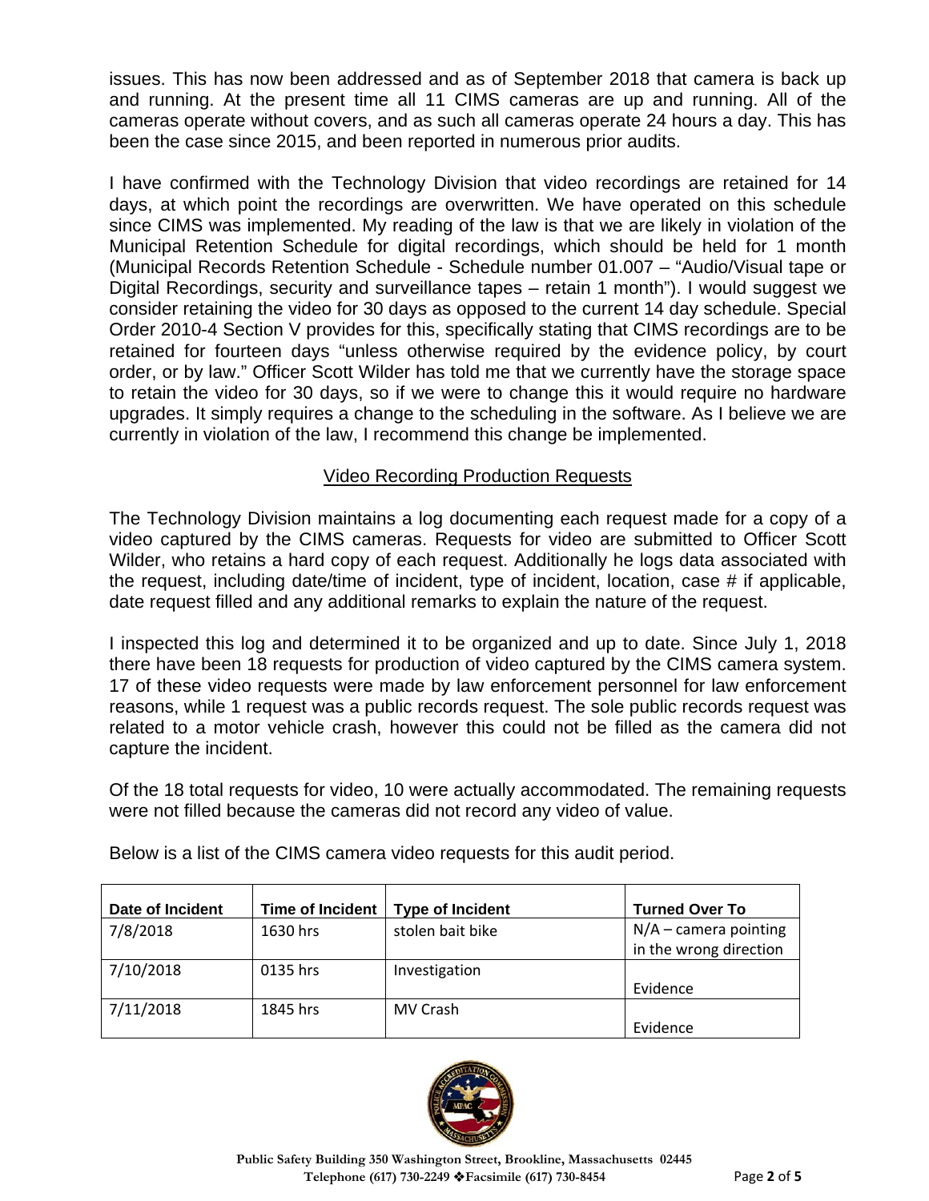issues. This has now been addressed and as of September 2018 that camera is back up and running. At the present time all 11 CIMS cameras are up and running. All of the cameras operate without covers, and as such all cameras operate 24 hours a day. This has been the case since 2015, and been reported in numerous prior audits.

I have confirmed with the Technology Division that video recordings are retained for 14 days, at which point the recordings are overwritten. We have operated on this schedule since CIMS was implemented. My reading of the law is that we are likely in violation of the Municipal Retention Schedule for digital recordings, which should be held for 1 month (Municipal Records Retention Schedule - Schedule number 01.007 – "Audio/Visual tape or Digital Recordings, security and surveillance tapes – retain 1 month"). I would suggest we consider retaining the video for 30 days as opposed to the current 14 day schedule. Special Order 2010-4 Section V provides for this, specifically stating that CIMS recordings are to be retained for fourteen days "unless otherwise required by the evidence policy, by court order, or by law." Officer Scott Wilder has told me that we currently have the storage space to retain the video for 30 days, so if we were to change this it would require no hardware upgrades. It simply requires a change to the scheduling in the software. As I believe we are currently in violation of the law, I recommend this change be implemented.

## Video Recording Production Requests

The Technology Division maintains a log documenting each request made for a copy of a video captured by the CIMS cameras. Requests for video are submitted to Officer Scott Wilder, who retains a hard copy of each request. Additionally he logs data associated with the request, including date/time of incident, type of incident, location, case # if applicable, date request filled and any additional remarks to explain the nature of the request.

I inspected this log and determined it to be organized and up to date. Since July 1, 2018 there have been 18 requests for production of video captured by the CIMS camera system. 17 of these video requests were made by law enforcement personnel for law enforcement reasons, while 1 request was a public records request. The sole public records request was related to a motor vehicle crash, however this could not be filled as the camera did not capture the incident.

Of the 18 total requests for video, 10 were actually accommodated. The remaining requests were not filled because the cameras did not record any video of value.

Below is a list of the CIMS camera video requests for this audit period.

| Date of Incident | Time of Incident | Type of Incident | Turned Over To |
|---|---|---|---|
| 7/8/2018 | 1630 hrs | stolen bait bike | N/A – camera pointing in the wrong direction |
| 7/10/2018 | 0135 hrs | Investigation | Evidence |
| 7/11/2018 | 1845 hrs | MV Crash | Evidence |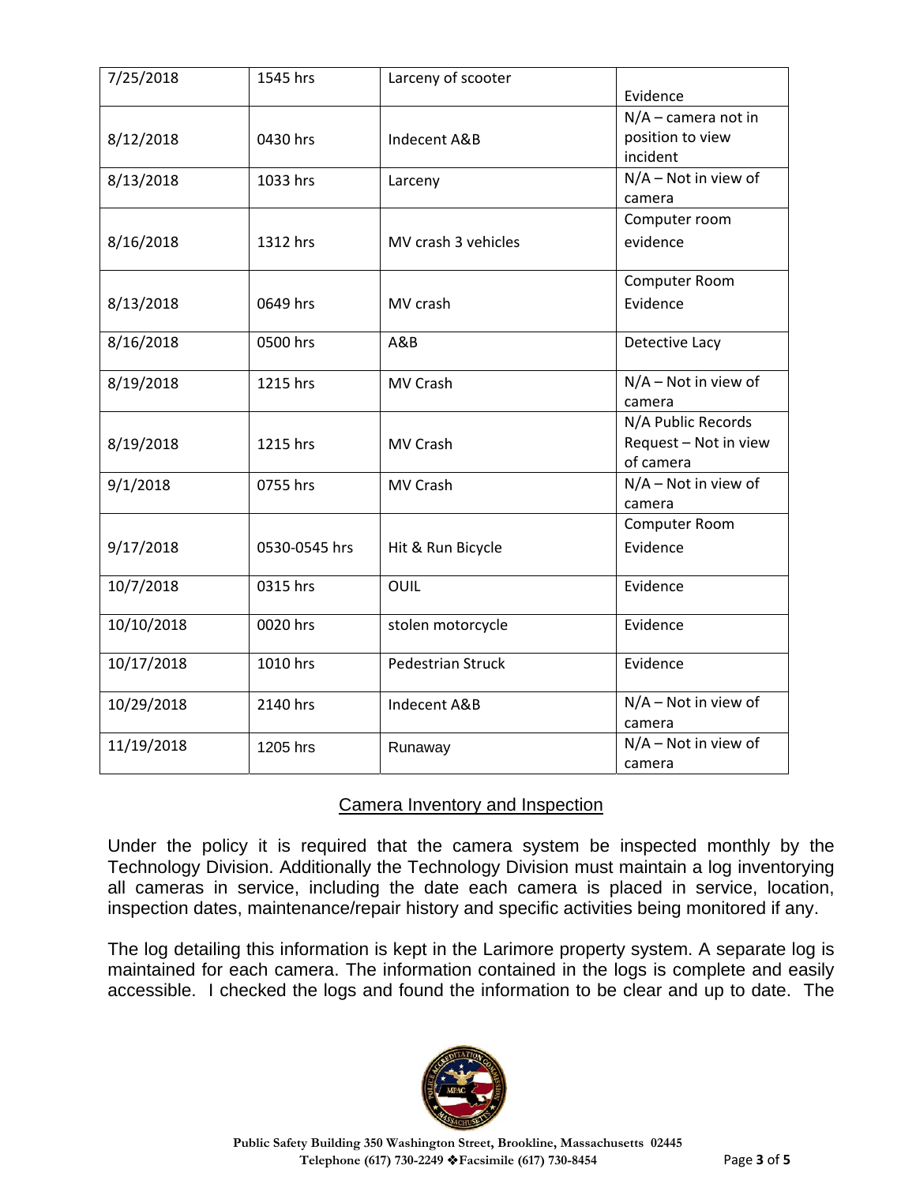| 7/25/2018 | 1545 hrs | Larceny of scooter | Evidence |
|---|---|---|---|
| 8/12/2018 | 0430 hrs | Indecent A&B | N/A – camera not in position to view incident |
| 8/13/2018 | 1033 hrs | Larceny | N/A – Not in view of camera |
| 8/16/2018 | 1312 hrs | MV crash 3 vehicles | Computer room evidence |
| 8/13/2018 | 0649 hrs | MV crash | Computer Room Evidence |
| 8/16/2018 | 0500 hrs | A&B | Detective Lacy |
| 8/19/2018 | 1215 hrs | MV Crash | N/A – Not in view of camera |
| 8/19/2018 | 1215 hrs | MV Crash | N/A Public Records Request – Not in view of camera |
| 9/1/2018 | 0755 hrs | MV Crash | N/A – Not in view of camera |
| 9/17/2018 | 0530-0545 hrs | Hit & Run Bicycle | Computer Room Evidence |
| 10/7/2018 | 0315 hrs | OUIL | Evidence |
| 10/10/2018 | 0020 hrs | stolen motorcycle | Evidence |
| 10/17/2018 | 1010 hrs | Pedestrian Struck | Evidence |
| 10/29/2018 | 2140 hrs | Indecent A&B | N/A – Not in view of camera |
| 11/19/2018 | 1205 hrs | Runaway | N/A – Not in view of camera |

## Camera Inventory and Inspection

Under the policy it is required that the camera system be inspected monthly by the Technology Division. Additionally the Technology Division must maintain a log inventorying all cameras in service, including the date each camera is placed in service, location, inspection dates, maintenance/repair history and specific activities being monitored if any.

The log detailing this information is kept in the Larimore property system. A separate log is maintained for each camera. The information contained in the logs is complete and easily accessible. I checked the logs and found the information to be clear and up to date. The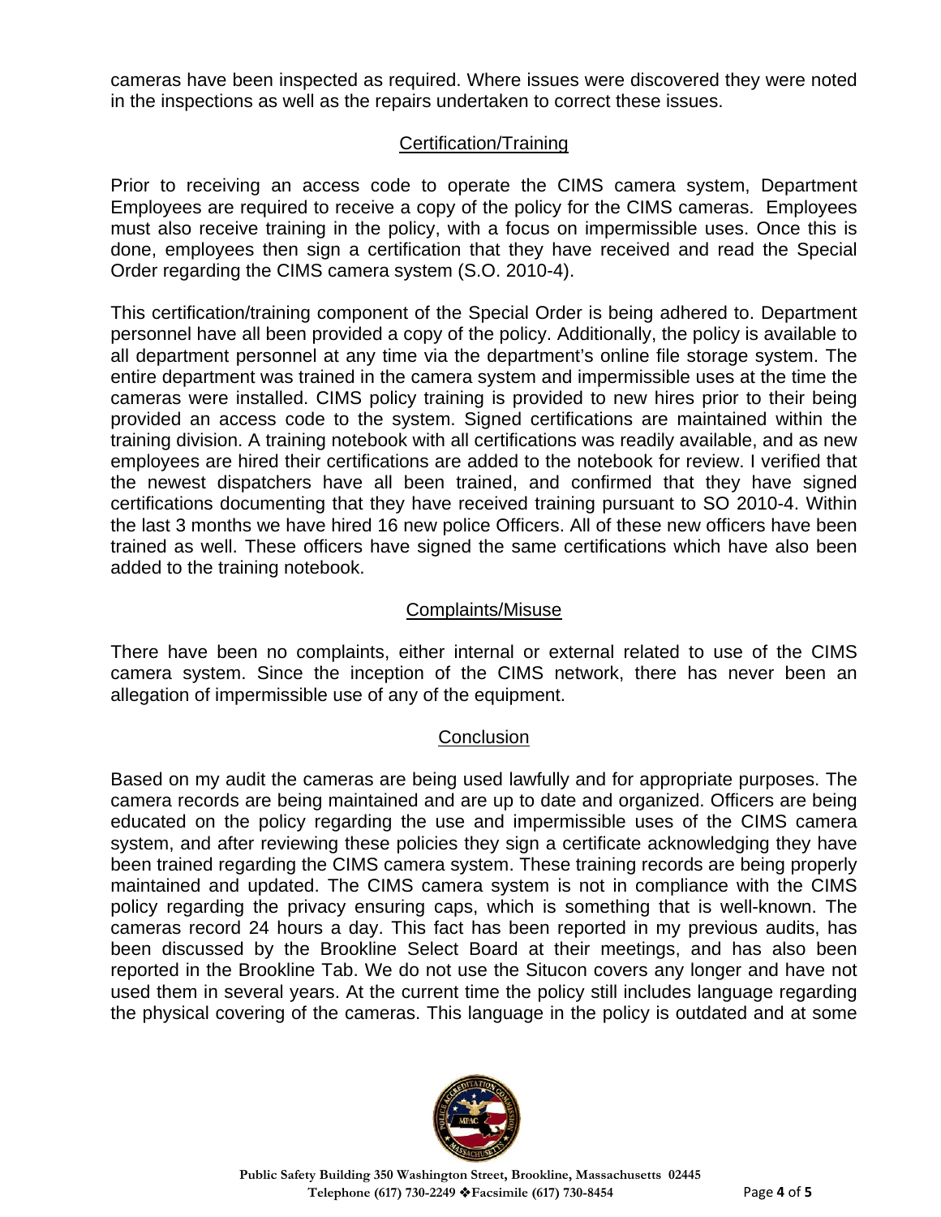cameras have been inspected as required. Where issues were discovered they were noted in the inspections as well as the repairs undertaken to correct these issues.

## Certification/Training

Prior to receiving an access code to operate the CIMS camera system, Department Employees are required to receive a copy of the policy for the CIMS cameras. Employees must also receive training in the policy, with a focus on impermissible uses. Once this is done, employees then sign a certification that they have received and read the Special Order regarding the CIMS camera system (S.O. 2010-4).

This certification/training component of the Special Order is being adhered to. Department personnel have all been provided a copy of the policy. Additionally, the policy is available to all department personnel at any time via the department's online file storage system. The entire department was trained in the camera system and impermissible uses at the time the cameras were installed. CIMS policy training is provided to new hires prior to their being provided an access code to the system. Signed certifications are maintained within the training division. A training notebook with all certifications was readily available, and as new employees are hired their certifications are added to the notebook for review. I verified that the newest dispatchers have all been trained, and confirmed that they have signed certifications documenting that they have received training pursuant to SO 2010-4. Within the last 3 months we have hired 16 new police Officers. All of these new officers have been trained as well. These officers have signed the same certifications which have also been added to the training notebook.

## Complaints/Misuse

There have been no complaints, either internal or external related to use of the CIMS camera system. Since the inception of the CIMS network, there has never been an allegation of impermissible use of any of the equipment.

## Conclusion

Based on my audit the cameras are being used lawfully and for appropriate purposes. The camera records are being maintained and are up to date and organized. Officers are being educated on the policy regarding the use and impermissible uses of the CIMS camera system, and after reviewing these policies they sign a certificate acknowledging they have been trained regarding the CIMS camera system. These training records are being properly maintained and updated. The CIMS camera system is not in compliance with the CIMS policy regarding the privacy ensuring caps, which is something that is well-known. The cameras record 24 hours a day. This fact has been reported in my previous audits, has been discussed by the Brookline Select Board at their meetings, and has also been reported in the Brookline Tab. We do not use the Situcon covers any longer and have not used them in several years. At the current time the policy still includes language regarding the physical covering of the cameras. This language in the policy is outdated and at some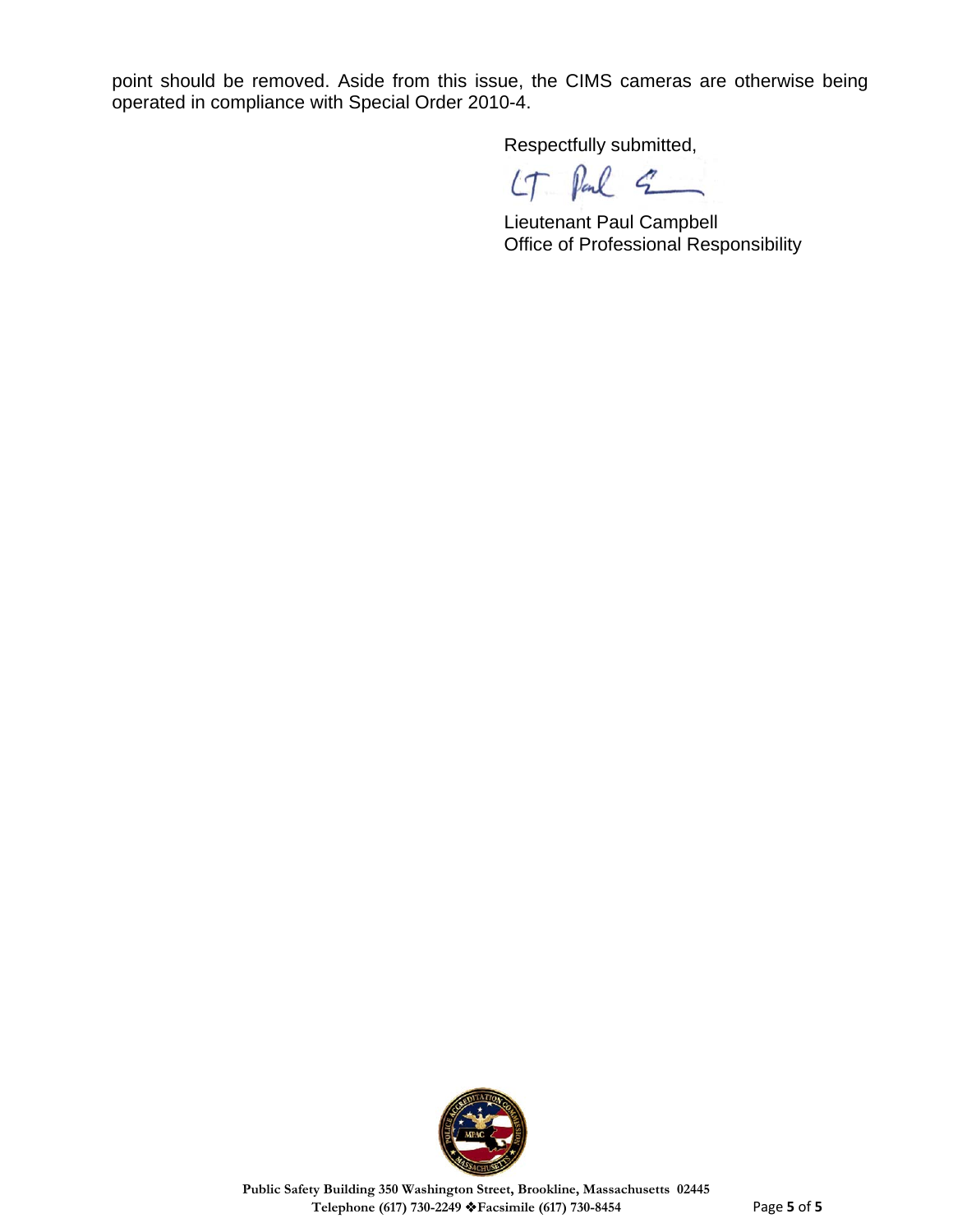point should be removed. Aside from this issue, the CIMS cameras are otherwise being operated in compliance with Special Order 2010-4.

Respectfully submitted,

Lieutenant Paul Campbell
Office of Professional Responsibility